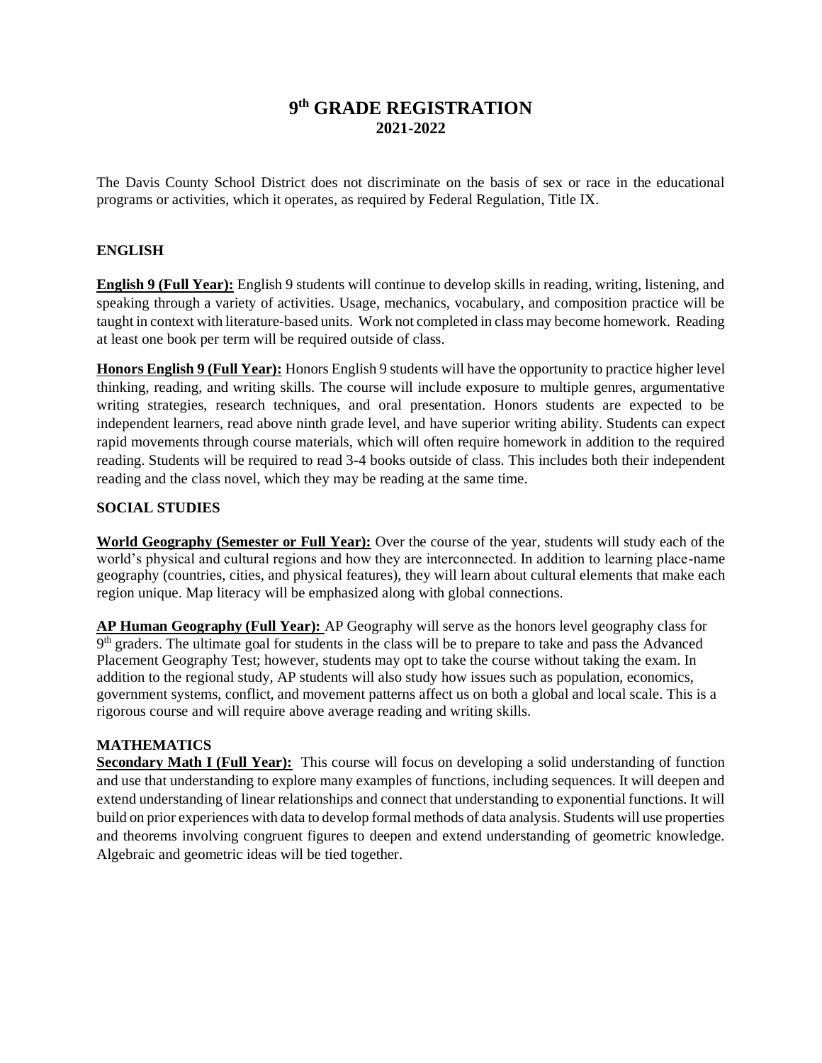# 9th GRADE REGISTRATION
## 2021-2022

The Davis County School District does not discriminate on the basis of sex or race in the educational programs or activities, which it operates, as required by Federal Regulation, Title IX.

### ENGLISH

**English 9 (Full Year):** English 9 students will continue to develop skills in reading, writing, listening, and speaking through a variety of activities. Usage, mechanics, vocabulary, and composition practice will be taught in context with literature-based units. Work not completed in class may become homework. Reading at least one book per term will be required outside of class.

**Honors English 9 (Full Year):** Honors English 9 students will have the opportunity to practice higher level thinking, reading, and writing skills. The course will include exposure to multiple genres, argumentative writing strategies, research techniques, and oral presentation. Honors students are expected to be independent learners, read above ninth grade level, and have superior writing ability. Students can expect rapid movements through course materials, which will often require homework in addition to the required reading. Students will be required to read 3-4 books outside of class. This includes both their independent reading and the class novel, which they may be reading at the same time.

### SOCIAL STUDIES

**World Geography (Semester or Full Year):** Over the course of the year, students will study each of the world's physical and cultural regions and how they are interconnected. In addition to learning place-name geography (countries, cities, and physical features), they will learn about cultural elements that make each region unique. Map literacy will be emphasized along with global connections.

**AP Human Geography (Full Year):** AP Geography will serve as the honors level geography class for 9th graders. The ultimate goal for students in the class will be to prepare to take and pass the Advanced Placement Geography Test; however, students may opt to take the course without taking the exam. In addition to the regional study, AP students will also study how issues such as population, economics, government systems, conflict, and movement patterns affect us on both a global and local scale. This is a rigorous course and will require above average reading and writing skills.

### MATHEMATICS

**Secondary Math I (Full Year):** This course will focus on developing a solid understanding of function and use that understanding to explore many examples of functions, including sequences. It will deepen and extend understanding of linear relationships and connect that understanding to exponential functions. It will build on prior experiences with data to develop formal methods of data analysis. Students will use properties and theorems involving congruent figures to deepen and extend understanding of geometric knowledge. Algebraic and geometric ideas will be tied together.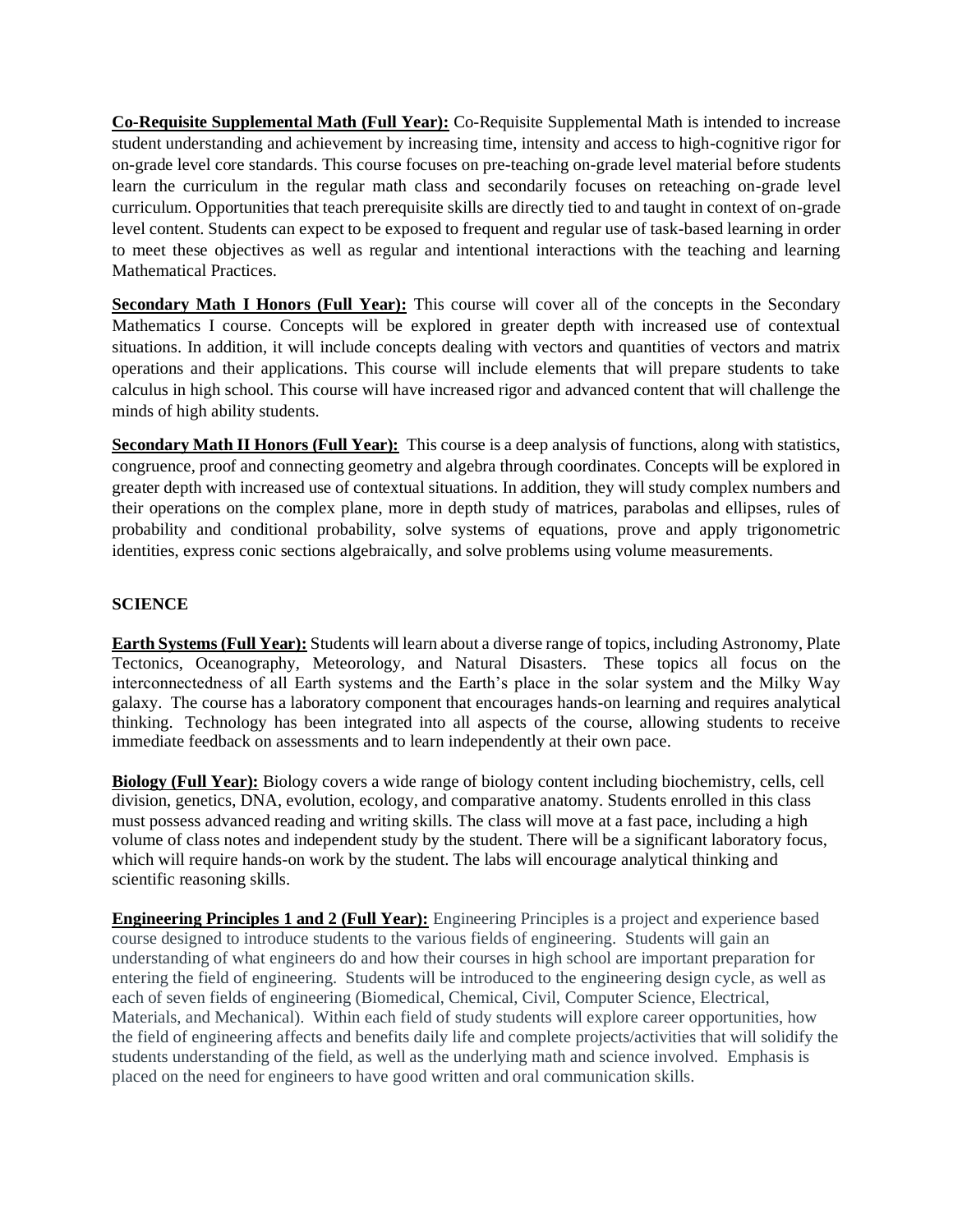**Co-Requisite Supplemental Math (Full Year):** Co-Requisite Supplemental Math is intended to increase student understanding and achievement by increasing time, intensity and access to high-cognitive rigor for on-grade level core standards. This course focuses on pre-teaching on-grade level material before students learn the curriculum in the regular math class and secondarily focuses on reteaching on-grade level curriculum. Opportunities that teach prerequisite skills are directly tied to and taught in context of on-grade level content. Students can expect to be exposed to frequent and regular use of task-based learning in order to meet these objectives as well as regular and intentional interactions with the teaching and learning Mathematical Practices.

**Secondary Math I Honors (Full Year):** This course will cover all of the concepts in the Secondary Mathematics I course. Concepts will be explored in greater depth with increased use of contextual situations. In addition, it will include concepts dealing with vectors and quantities of vectors and matrix operations and their applications. This course will include elements that will prepare students to take calculus in high school. This course will have increased rigor and advanced content that will challenge the minds of high ability students.

**Secondary Math II Honors (Full Year):** This course is a deep analysis of functions, along with statistics, congruence, proof and connecting geometry and algebra through coordinates. Concepts will be explored in greater depth with increased use of contextual situations. In addition, they will study complex numbers and their operations on the complex plane, more in depth study of matrices, parabolas and ellipses, rules of probability and conditional probability, solve systems of equations, prove and apply trigonometric identities, express conic sections algebraically, and solve problems using volume measurements.

## SCIENCE

**Earth Systems (Full Year):** Students will learn about a diverse range of topics, including Astronomy, Plate Tectonics, Oceanography, Meteorology, and Natural Disasters. These topics all focus on the interconnectedness of all Earth systems and the Earth's place in the solar system and the Milky Way galaxy. The course has a laboratory component that encourages hands-on learning and requires analytical thinking. Technology has been integrated into all aspects of the course, allowing students to receive immediate feedback on assessments and to learn independently at their own pace.

**Biology (Full Year):** Biology covers a wide range of biology content including biochemistry, cells, cell division, genetics, DNA, evolution, ecology, and comparative anatomy. Students enrolled in this class must possess advanced reading and writing skills. The class will move at a fast pace, including a high volume of class notes and independent study by the student. There will be a significant laboratory focus, which will require hands-on work by the student. The labs will encourage analytical thinking and scientific reasoning skills.

**Engineering Principles 1 and 2 (Full Year):** Engineering Principles is a project and experience based course designed to introduce students to the various fields of engineering. Students will gain an understanding of what engineers do and how their courses in high school are important preparation for entering the field of engineering. Students will be introduced to the engineering design cycle, as well as each of seven fields of engineering (Biomedical, Chemical, Civil, Computer Science, Electrical, Materials, and Mechanical). Within each field of study students will explore career opportunities, how the field of engineering affects and benefits daily life and complete projects/activities that will solidify the students understanding of the field, as well as the underlying math and science involved. Emphasis is placed on the need for engineers to have good written and oral communication skills.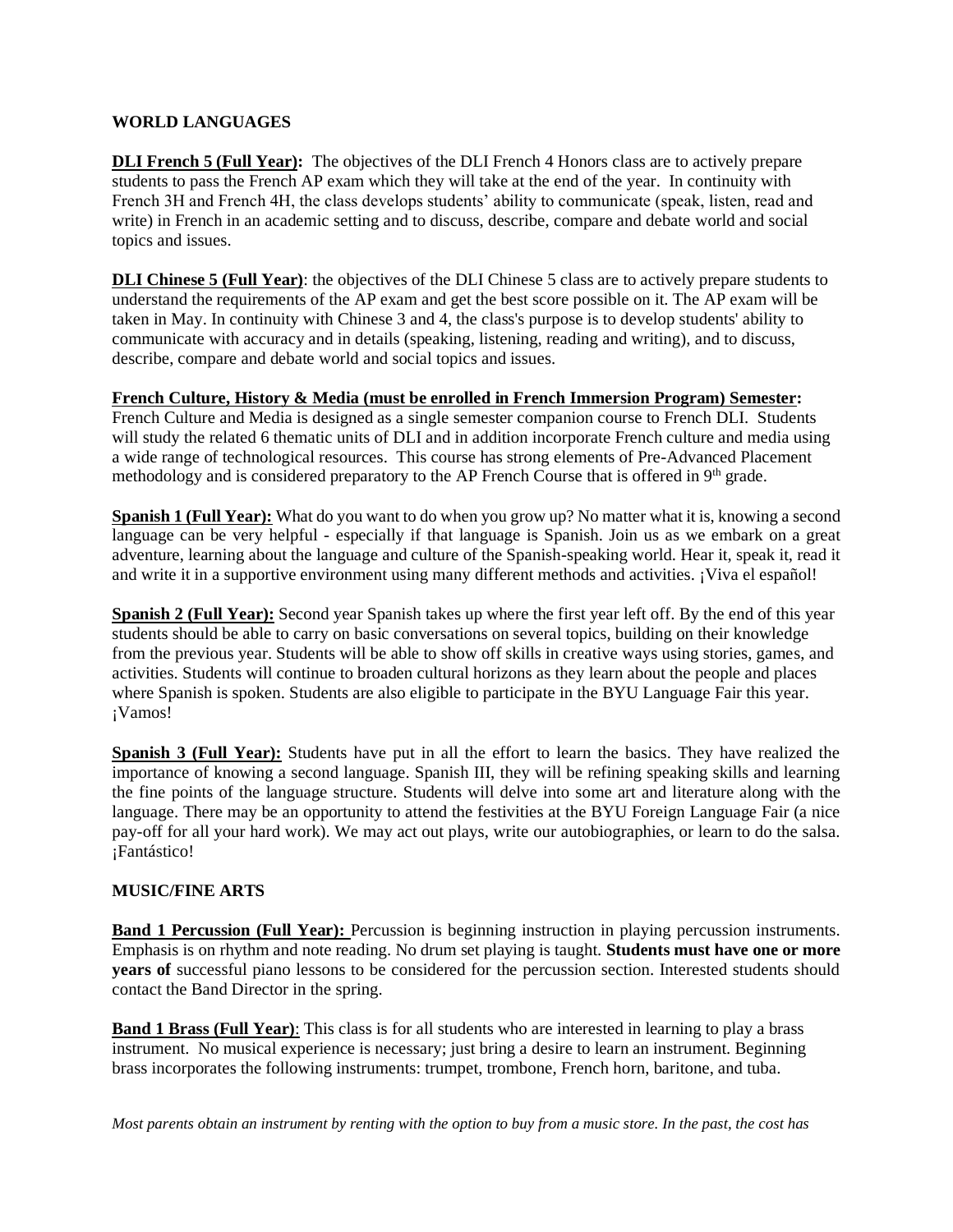## WORLD LANGUAGES

**DLI French 5 (Full Year):** The objectives of the DLI French 4 Honors class are to actively prepare students to pass the French AP exam which they will take at the end of the year. In continuity with French 3H and French 4H, the class develops students' ability to communicate (speak, listen, read and write) in French in an academic setting and to discuss, describe, compare and debate world and social topics and issues.

**DLI Chinese 5 (Full Year)**: the objectives of the DLI Chinese 5 class are to actively prepare students to understand the requirements of the AP exam and get the best score possible on it. The AP exam will be taken in May. In continuity with Chinese 3 and 4, the class's purpose is to develop students' ability to communicate with accuracy and in details (speaking, listening, reading and writing), and to discuss, describe, compare and debate world and social topics and issues.

**French Culture, History & Media (must be enrolled in French Immersion Program) Semester:** French Culture and Media is designed as a single semester companion course to French DLI. Students will study the related 6 thematic units of DLI and in addition incorporate French culture and media using a wide range of technological resources. This course has strong elements of Pre-Advanced Placement methodology and is considered preparatory to the AP French Course that is offered in 9th grade.

**Spanish 1 (Full Year):** What do you want to do when you grow up? No matter what it is, knowing a second language can be very helpful - especially if that language is Spanish. Join us as we embark on a great adventure, learning about the language and culture of the Spanish-speaking world. Hear it, speak it, read it and write it in a supportive environment using many different methods and activities. ¡Viva el español!

**Spanish 2 (Full Year):** Second year Spanish takes up where the first year left off. By the end of this year students should be able to carry on basic conversations on several topics, building on their knowledge from the previous year. Students will be able to show off skills in creative ways using stories, games, and activities. Students will continue to broaden cultural horizons as they learn about the people and places where Spanish is spoken. Students are also eligible to participate in the BYU Language Fair this year. ¡Vamos!

**Spanish 3 (Full Year):** Students have put in all the effort to learn the basics. They have realized the importance of knowing a second language. Spanish III, they will be refining speaking skills and learning the fine points of the language structure. Students will delve into some art and literature along with the language. There may be an opportunity to attend the festivities at the BYU Foreign Language Fair (a nice pay-off for all your hard work). We may act out plays, write our autobiographies, or learn to do the salsa. ¡Fantástico!

## MUSIC/FINE ARTS

**Band 1 Percussion (Full Year):** Percussion is beginning instruction in playing percussion instruments. Emphasis is on rhythm and note reading. No drum set playing is taught. **Students must have one or more years of** successful piano lessons to be considered for the percussion section. Interested students should contact the Band Director in the spring.

**Band 1 Brass (Full Year)**: This class is for all students who are interested in learning to play a brass instrument. No musical experience is necessary; just bring a desire to learn an instrument. Beginning brass incorporates the following instruments: trumpet, trombone, French horn, baritone, and tuba.

*Most parents obtain an instrument by renting with the option to buy from a music store. In the past, the cost has*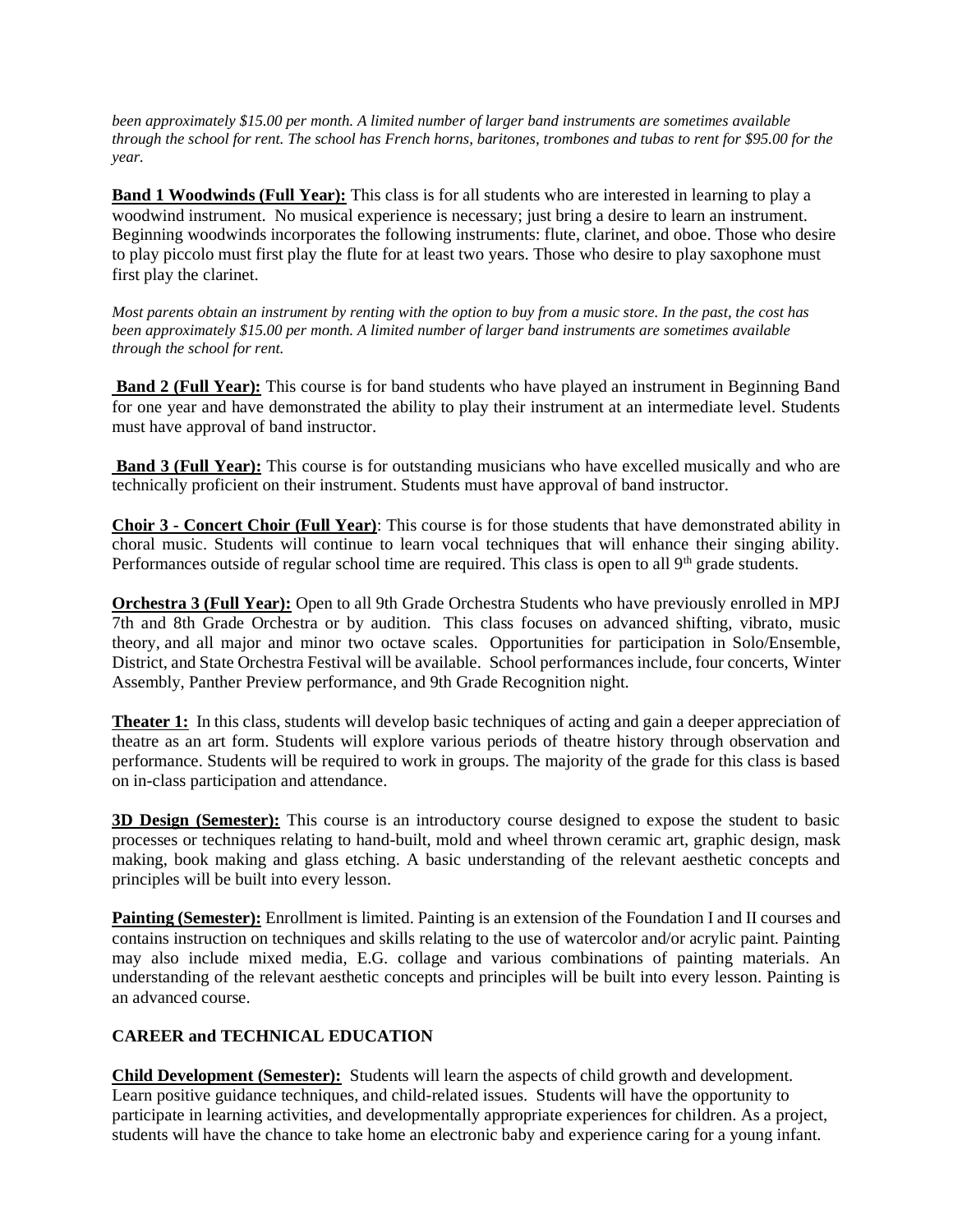*been approximately $15.00 per month. A limited number of larger band instruments are sometimes available through the school for rent. The school has French horns, baritones, trombones and tubas to rent for $95.00 for the year.*

**Band 1 Woodwinds (Full Year):** This class is for all students who are interested in learning to play a woodwind instrument. No musical experience is necessary; just bring a desire to learn an instrument. Beginning woodwinds incorporates the following instruments: flute, clarinet, and oboe. Those who desire to play piccolo must first play the flute for at least two years. Those who desire to play saxophone must first play the clarinet.

*Most parents obtain an instrument by renting with the option to buy from a music store. In the past, the cost has been approximately $15.00 per month. A limited number of larger band instruments are sometimes available through the school for rent.*

**Band 2 (Full Year):** This course is for band students who have played an instrument in Beginning Band for one year and have demonstrated the ability to play their instrument at an intermediate level. Students must have approval of band instructor.

**Band 3 (Full Year):** This course is for outstanding musicians who have excelled musically and who are technically proficient on their instrument. Students must have approval of band instructor.

**Choir 3 - Concert Choir (Full Year)**: This course is for those students that have demonstrated ability in choral music. Students will continue to learn vocal techniques that will enhance their singing ability. Performances outside of regular school time are required. This class is open to all 9th grade students.

**Orchestra 3 (Full Year):** Open to all 9th Grade Orchestra Students who have previously enrolled in MPJ 7th and 8th Grade Orchestra or by audition. This class focuses on advanced shifting, vibrato, music theory, and all major and minor two octave scales. Opportunities for participation in Solo/Ensemble, District, and State Orchestra Festival will be available. School performances include, four concerts, Winter Assembly, Panther Preview performance, and 9th Grade Recognition night.

**Theater 1:** In this class, students will develop basic techniques of acting and gain a deeper appreciation of theatre as an art form. Students will explore various periods of theatre history through observation and performance. Students will be required to work in groups. The majority of the grade for this class is based on in-class participation and attendance.

**3D Design (Semester):** This course is an introductory course designed to expose the student to basic processes or techniques relating to hand-built, mold and wheel thrown ceramic art, graphic design, mask making, book making and glass etching. A basic understanding of the relevant aesthetic concepts and principles will be built into every lesson.

**Painting (Semester):** Enrollment is limited. Painting is an extension of the Foundation I and II courses and contains instruction on techniques and skills relating to the use of watercolor and/or acrylic paint. Painting may also include mixed media, E.G. collage and various combinations of painting materials. An understanding of the relevant aesthetic concepts and principles will be built into every lesson. Painting is an advanced course.

## CAREER and TECHNICAL EDUCATION

**Child Development (Semester):** Students will learn the aspects of child growth and development. Learn positive guidance techniques, and child-related issues. Students will have the opportunity to participate in learning activities, and developmentally appropriate experiences for children. As a project, students will have the chance to take home an electronic baby and experience caring for a young infant.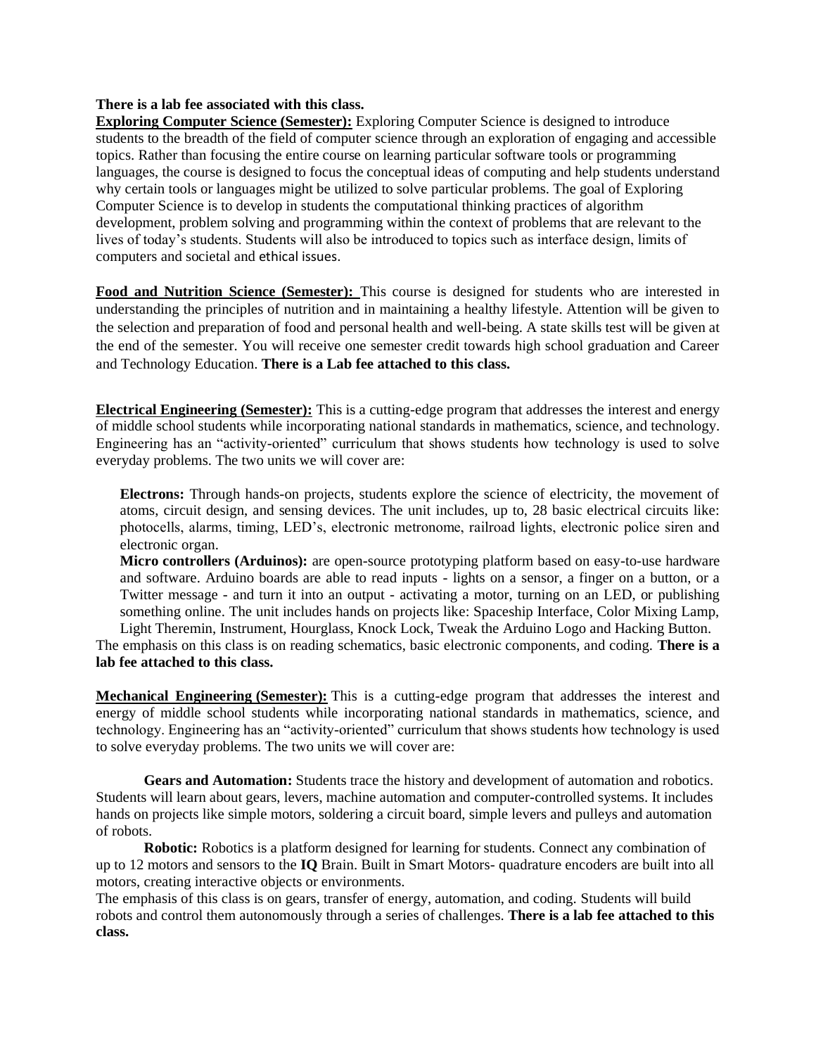**There is a lab fee associated with this class.**

**<u>Exploring Computer Science (Semester):</u>** Exploring Computer Science is designed to introduce students to the breadth of the field of computer science through an exploration of engaging and accessible topics. Rather than focusing the entire course on learning particular software tools or programming languages, the course is designed to focus the conceptual ideas of computing and help students understand why certain tools or languages might be utilized to solve particular problems. The goal of Exploring Computer Science is to develop in students the computational thinking practices of algorithm development, problem solving and programming within the context of problems that are relevant to the lives of today's students. Students will also be introduced to topics such as interface design, limits of computers and societal and ethical issues.

**<u>Food and Nutrition Science (Semester):</u>** This course is designed for students who are interested in understanding the principles of nutrition and in maintaining a healthy lifestyle. Attention will be given to the selection and preparation of food and personal health and well-being. A state skills test will be given at the end of the semester. You will receive one semester credit towards high school graduation and Career and Technology Education. **There is a Lab fee attached to this class.**

**<u>Electrical Engineering (Semester):</u>** This is a cutting-edge program that addresses the interest and energy of middle school students while incorporating national standards in mathematics, science, and technology. Engineering has an "activity-oriented" curriculum that shows students how technology is used to solve everyday problems. The two units we will cover are:

**Electrons:** Through hands-on projects, students explore the science of electricity, the movement of atoms, circuit design, and sensing devices. The unit includes, up to, 28 basic electrical circuits like: photocells, alarms, timing, LED's, electronic metronome, railroad lights, electronic police siren and electronic organ.

**Micro controllers (Arduinos):** are open-source prototyping platform based on easy-to-use hardware and software. Arduino boards are able to read inputs - lights on a sensor, a finger on a button, or a Twitter message - and turn it into an output - activating a motor, turning on an LED, or publishing something online. The unit includes hands on projects like: Spaceship Interface, Color Mixing Lamp, Light Theremin, Instrument, Hourglass, Knock Lock, Tweak the Arduino Logo and Hacking Button.

The emphasis on this class is on reading schematics, basic electronic components, and coding. **There is a lab fee attached to this class.**

**<u>Mechanical Engineering (Semester):</u>** This is a cutting-edge program that addresses the interest and energy of middle school students while incorporating national standards in mathematics, science, and technology. Engineering has an "activity-oriented" curriculum that shows students how technology is used to solve everyday problems. The two units we will cover are:

**Gears and Automation:** Students trace the history and development of automation and robotics. Students will learn about gears, levers, machine automation and computer-controlled systems. It includes hands on projects like simple motors, soldering a circuit board, simple levers and pulleys and automation of robots.

**Robotic:** Robotics is a platform designed for learning for students. Connect any combination of up to 12 motors and sensors to the **IQ** Brain. Built in Smart Motors- quadrature encoders are built into all motors, creating interactive objects or environments.

The emphasis of this class is on gears, transfer of energy, automation, and coding. Students will build robots and control them autonomously through a series of challenges. **There is a lab fee attached to this class.**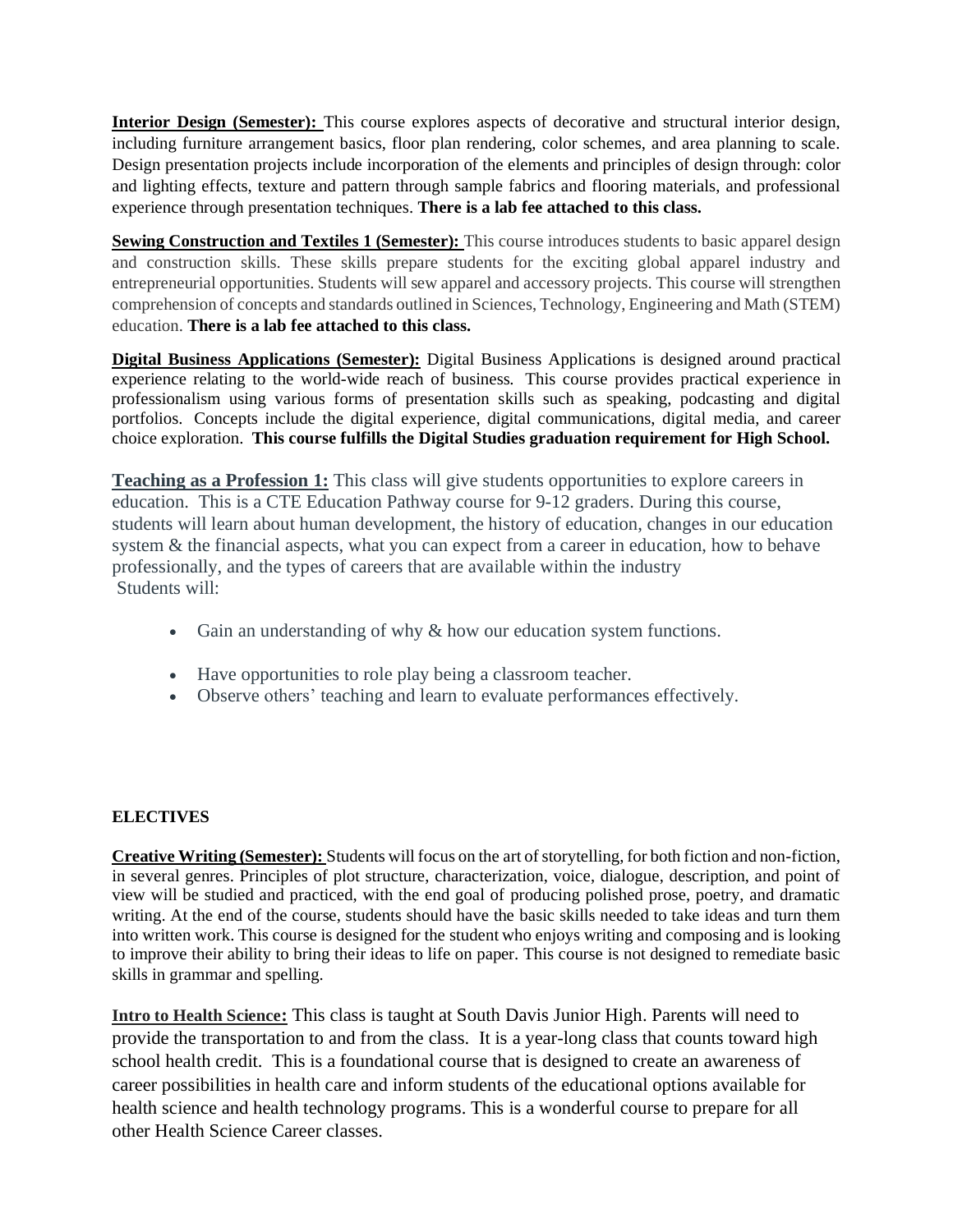**Interior Design (Semester):** This course explores aspects of decorative and structural interior design, including furniture arrangement basics, floor plan rendering, color schemes, and area planning to scale. Design presentation projects include incorporation of the elements and principles of design through: color and lighting effects, texture and pattern through sample fabrics and flooring materials, and professional experience through presentation techniques. **There is a lab fee attached to this class.**

**Sewing Construction and Textiles 1 (Semester):** This course introduces students to basic apparel design and construction skills. These skills prepare students for the exciting global apparel industry and entrepreneurial opportunities. Students will sew apparel and accessory projects. This course will strengthen comprehension of concepts and standards outlined in Sciences, Technology, Engineering and Math (STEM) education. **There is a lab fee attached to this class.**

**Digital Business Applications (Semester):** Digital Business Applications is designed around practical experience relating to the world-wide reach of business. This course provides practical experience in professionalism using various forms of presentation skills such as speaking, podcasting and digital portfolios. Concepts include the digital experience, digital communications, digital media, and career choice exploration. **This course fulfills the Digital Studies graduation requirement for High School.**

**Teaching as a Profession 1:** This class will give students opportunities to explore careers in education. This is a CTE Education Pathway course for 9-12 graders. During this course, students will learn about human development, the history of education, changes in our education system & the financial aspects, what you can expect from a career in education, how to behave professionally, and the types of careers that are available within the industry
Students will:

- Gain an understanding of why & how our education system functions.
- Have opportunities to role play being a classroom teacher.
- Observe others' teaching and learn to evaluate performances effectively.

## ELECTIVES

**Creative Writing (Semester):** Students will focus on the art of storytelling, for both fiction and non-fiction, in several genres. Principles of plot structure, characterization, voice, dialogue, description, and point of view will be studied and practiced, with the end goal of producing polished prose, poetry, and dramatic writing. At the end of the course, students should have the basic skills needed to take ideas and turn them into written work. This course is designed for the student who enjoys writing and composing and is looking to improve their ability to bring their ideas to life on paper. This course is not designed to remediate basic skills in grammar and spelling.

**Intro to Health Science:** This class is taught at South Davis Junior High. Parents will need to provide the transportation to and from the class. It is a year-long class that counts toward high school health credit. This is a foundational course that is designed to create an awareness of career possibilities in health care and inform students of the educational options available for health science and health technology programs. This is a wonderful course to prepare for all other Health Science Career classes.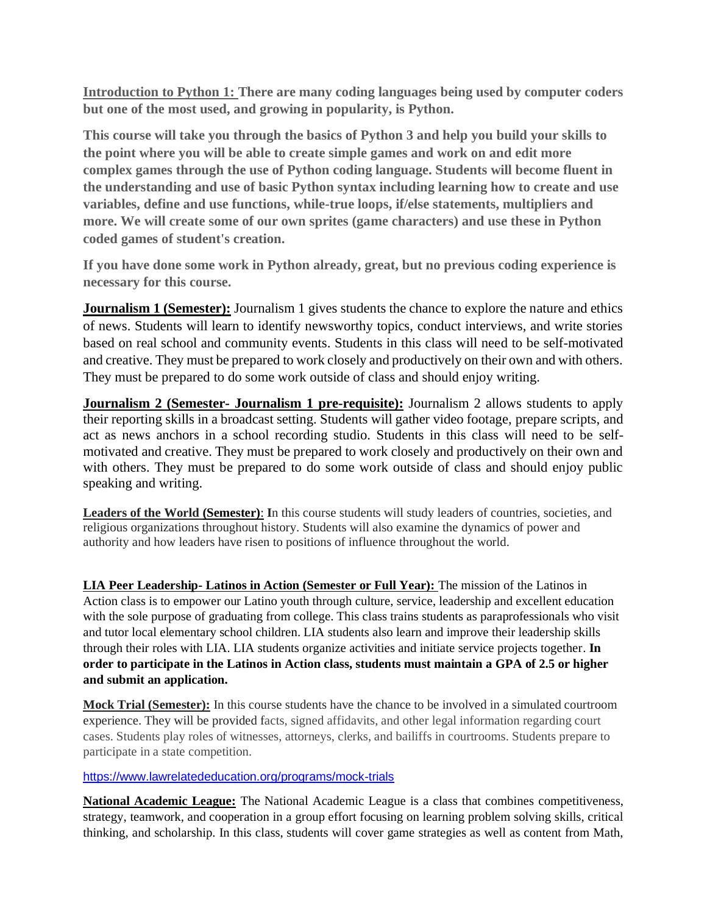**Introduction to Python 1:** **There are many coding languages being used by computer coders but one of the most used, and growing in popularity, is Python.**

**This course will take you through the basics of Python 3 and help you build your skills to the point where you will be able to create simple games and work on and edit more complex games through the use of Python coding language. Students will become fluent in the understanding and use of basic Python syntax including learning how to create and use variables, define and use functions, while-true loops, if/else statements, multipliers and more. We will create some of our own sprites (game characters) and use these in Python coded games of student's creation.**

**If you have done some work in Python already, great, but no previous coding experience is necessary for this course.**

**Journalism 1 (Semester):** Journalism 1 gives students the chance to explore the nature and ethics of news. Students will learn to identify newsworthy topics, conduct interviews, and write stories based on real school and community events. Students in this class will need to be self-motivated and creative. They must be prepared to work closely and productively on their own and with others. They must be prepared to do some work outside of class and should enjoy writing.

**Journalism 2 (Semester- Journalism 1 pre-requisite):** Journalism 2 allows students to apply their reporting skills in a broadcast setting. Students will gather video footage, prepare scripts, and act as news anchors in a school recording studio. Students in this class will need to be self-motivated and creative. They must be prepared to work closely and productively on their own and with others. They must be prepared to do some work outside of class and should enjoy public speaking and writing.

**Leaders of the World (Semester)**: **I**n this course students will study leaders of countries, societies, and religious organizations throughout history. Students will also examine the dynamics of power and authority and how leaders have risen to positions of influence throughout the world.

**LIA Peer Leadership- Latinos in Action (Semester or Full Year):** The mission of the Latinos in Action class is to empower our Latino youth through culture, service, leadership and excellent education with the sole purpose of graduating from college. This class trains students as paraprofessionals who visit and tutor local elementary school children. LIA students also learn and improve their leadership skills through their roles with LIA. LIA students organize activities and initiate service projects together. **In order to participate in the Latinos in Action class, students must maintain a GPA of 2.5 or higher and submit an application.**

**Mock Trial (Semester):** In this course students have the chance to be involved in a simulated courtroom experience. They will be provided facts, signed affidavits, and other legal information regarding court cases. Students play roles of witnesses, attorneys, clerks, and bailiffs in courtrooms. Students prepare to participate in a state competition.

https://www.lawrelatededucation.org/programs/mock-trials

**National Academic League:** The National Academic League is a class that combines competitiveness, strategy, teamwork, and cooperation in a group effort focusing on learning problem solving skills, critical thinking, and scholarship. In this class, students will cover game strategies as well as content from Math,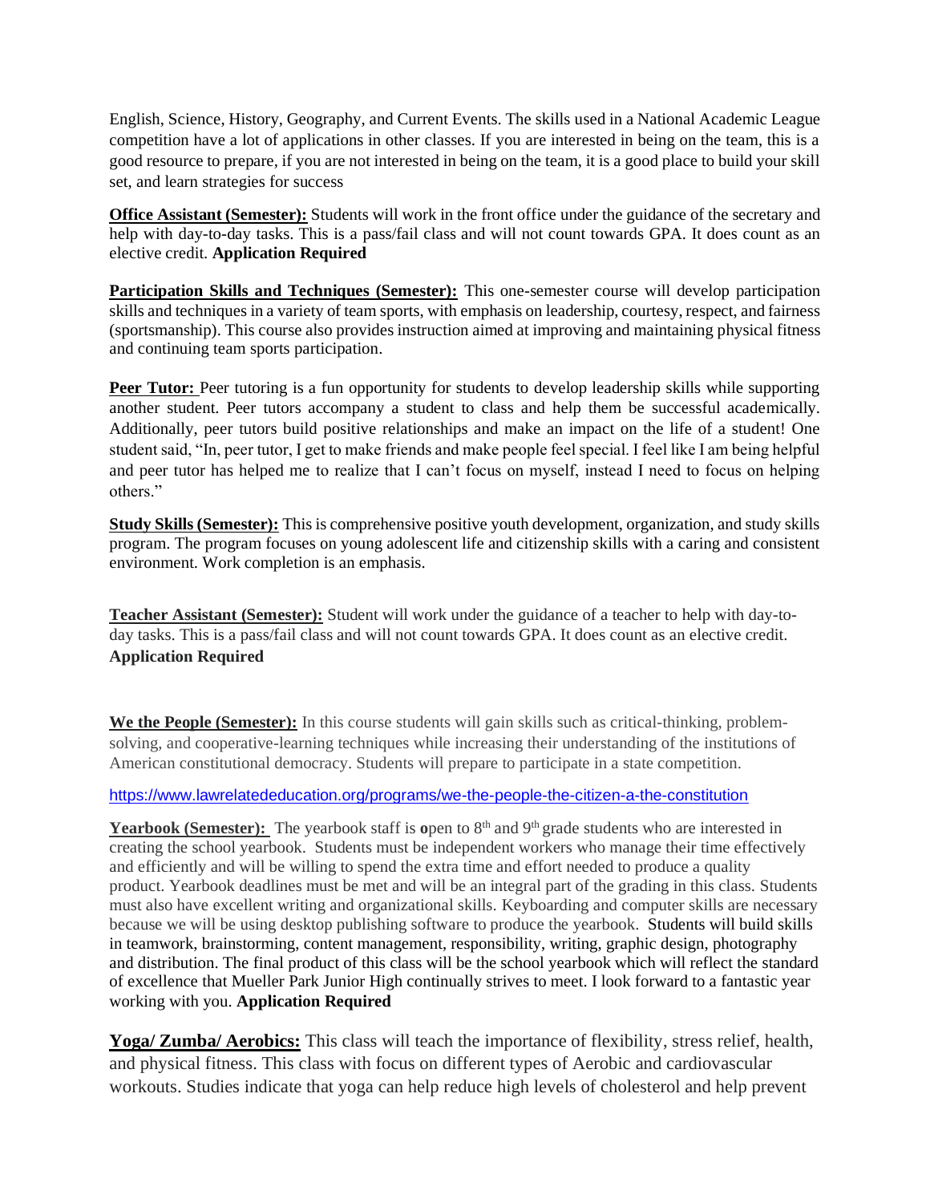English, Science, History, Geography, and Current Events. The skills used in a National Academic League competition have a lot of applications in other classes. If you are interested in being on the team, this is a good resource to prepare, if you are not interested in being on the team, it is a good place to build your skill set, and learn strategies for success

**Office Assistant (Semester):** Students will work in the front office under the guidance of the secretary and help with day-to-day tasks. This is a pass/fail class and will not count towards GPA. It does count as an elective credit. **Application Required**

**Participation Skills and Techniques (Semester):** This one-semester course will develop participation skills and techniques in a variety of team sports, with emphasis on leadership, courtesy, respect, and fairness (sportsmanship). This course also provides instruction aimed at improving and maintaining physical fitness and continuing team sports participation.

**Peer Tutor:** Peer tutoring is a fun opportunity for students to develop leadership skills while supporting another student. Peer tutors accompany a student to class and help them be successful academically. Additionally, peer tutors build positive relationships and make an impact on the life of a student! One student said, "In, peer tutor, I get to make friends and make people feel special. I feel like I am being helpful and peer tutor has helped me to realize that I can't focus on myself, instead I need to focus on helping others."

**Study Skills (Semester):** This is comprehensive positive youth development, organization, and study skills program. The program focuses on young adolescent life and citizenship skills with a caring and consistent environment. Work completion is an emphasis.

**Teacher Assistant (Semester):** Student will work under the guidance of a teacher to help with day-to-day tasks. This is a pass/fail class and will not count towards GPA. It does count as an elective credit. **Application Required**

**We the People (Semester):** In this course students will gain skills such as critical-thinking, problem-solving, and cooperative-learning techniques while increasing their understanding of the institutions of American constitutional democracy. Students will prepare to participate in a state competition.

https://www.lawrelatededucation.org/programs/we-the-people-the-citizen-a-the-constitution

**Yearbook (Semester):** The yearbook staff is **o**pen to 8th and 9th grade students who are interested in creating the school yearbook. Students must be independent workers who manage their time effectively and efficiently and will be willing to spend the extra time and effort needed to produce a quality product. Yearbook deadlines must be met and will be an integral part of the grading in this class. Students must also have excellent writing and organizational skills. Keyboarding and computer skills are necessary because we will be using desktop publishing software to produce the yearbook. Students will build skills in teamwork, brainstorming, content management, responsibility, writing, graphic design, photography and distribution. The final product of this class will be the school yearbook which will reflect the standard of excellence that Mueller Park Junior High continually strives to meet. I look forward to a fantastic year working with you. **Application Required**

**Yoga/ Zumba/ Aerobics:** This class will teach the importance of flexibility, stress relief, health, and physical fitness. This class with focus on different types of Aerobic and cardiovascular workouts. Studies indicate that yoga can help reduce high levels of cholesterol and help prevent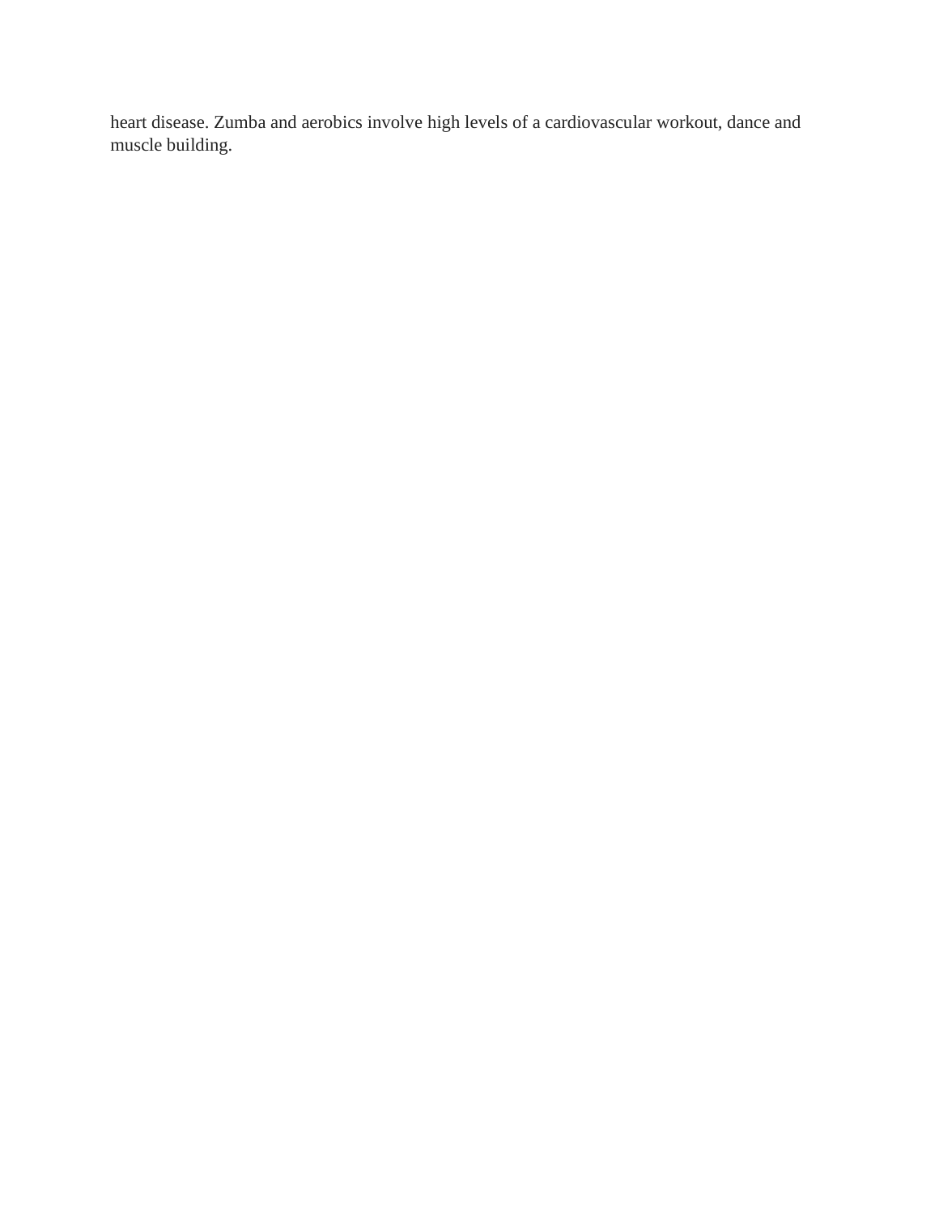heart disease. Zumba and aerobics involve high levels of a cardiovascular workout, dance and muscle building.